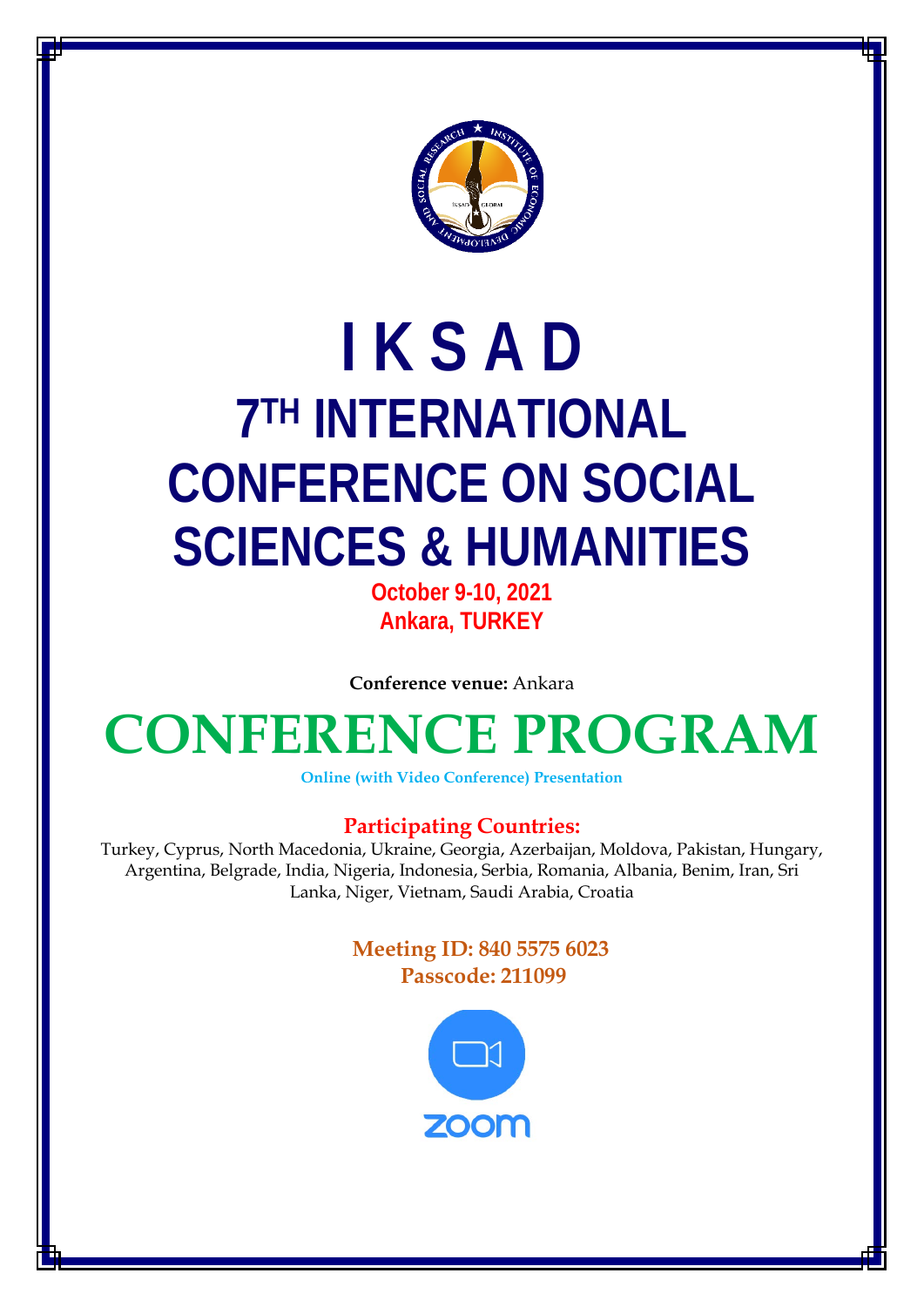# I K S A D

# 7TH INTERNATIONAL CONFERENCE ON SOCIAL SCIENCES & HUMANITIES

**October 9-10, 2021**
**Ankara, TURKEY**

**Conference venue:** Ankara

# CONFERENCE PROGRAM

**Online (with Video Conference) Presentation**

**Participating Countries:**

Turkey, Cyprus, North Macedonia, Ukraine, Georgia, Azerbaijan, Moldova, Pakistan, Hungary, Argentina, Belgrade, India, Nigeria, Indonesia, Serbia, Romania, Albania, Benim, Iran, Sri Lanka, Niger, Vietnam, Saudi Arabia, Croatia

**Meeting ID: 840 5575 6023**
**Passcode: 211099**

zoom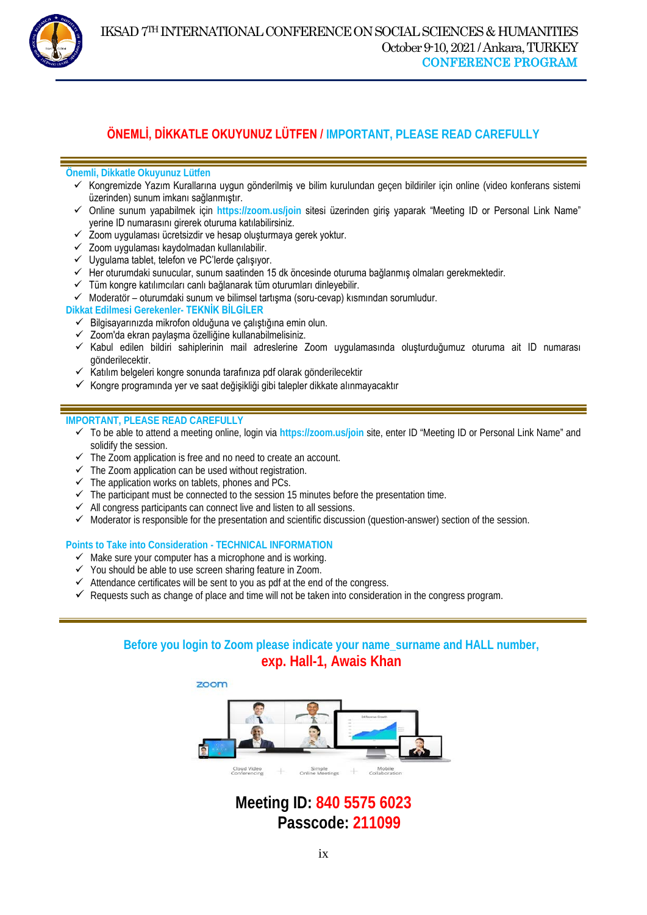## ÖNEMLİ, DİKKATLE OKUYUNUZ LÜTFEN / IMPORTANT, PLEASE READ CAREFULLY

### Önemli, Dikkatle Okuyunuz Lütfen

- ✓ Kongremizde Yazım Kurallarına uygun gönderilmiş ve bilim kurulundan geçen bildiriler için online (video konferans sistemi üzerinden) sunum imkanı sağlanmıştır.
- ✓ Online sunum yapabilmek için **https://zoom.us/join** sitesi üzerinden giriş yaparak "Meeting ID or Personal Link Name" yerine ID numarasını girerek oturuma katılabilirsiniz.
- ✓ Zoom uygulaması ücretsizdir ve hesap oluşturmaya gerek yoktur.
- ✓ Zoom uygulaması kaydolmadan kullanılabilir.
- ✓ Uygulama tablet, telefon ve PC'lerde çalışıyor.
- ✓ Her oturumdaki sunucular, sunum saatinden 15 dk öncesinde oturuma bağlanmış olmaları gerekmektedir.
- ✓ Tüm kongre katılımcıları canlı bağlanarak tüm oturumları dinleyebilir.
- ✓ Moderatör – oturumdaki sunum ve bilimsel tartışma (soru-cevap) kısmından sorumludur.

### Dikkat Edilmesi Gerekenler- TEKNİK BİLGİLER

- ✓ Bilgisayarınızda mikrofon olduğuna ve çalıştığına emin olun.
- ✓ Zoom'da ekran paylaşma özelliğine kullanabilmelisiniz.
- ✓ Kabul edilen bildiri sahiplerinin mail adreslerine Zoom uygulamasında oluşturduğumuz oturuma ait ID numarası gönderilecektir.
- ✓ Katılım belgeleri kongre sonunda tarafınıza pdf olarak gönderilecektir
- ✓ Kongre programında yer ve saat değişikliği gibi talepler dikkate alınmayacaktır

### IMPORTANT, PLEASE READ CAREFULLY

- ✓ To be able to attend a meeting online, login via **https://zoom.us/join** site, enter ID "Meeting ID or Personal Link Name" and solidify the session.
- ✓ The Zoom application is free and no need to create an account.
- ✓ The Zoom application can be used without registration.
- ✓ The application works on tablets, phones and PCs.
- ✓ The participant must be connected to the session 15 minutes before the presentation time.
- ✓ All congress participants can connect live and listen to all sessions.
- ✓ Moderator is responsible for the presentation and scientific discussion (question-answer) section of the session.

### Points to Take into Consideration - TECHNICAL INFORMATION

- ✓ Make sure your computer has a microphone and is working.
- ✓ You should be able to use screen sharing feature in Zoom.
- ✓ Attendance certificates will be sent to you as pdf at the end of the congress.
- ✓ Requests such as change of place and time will not be taken into consideration in the congress program.

**Before you login to Zoom please indicate your name_surname and HALL number, exp. Hall-1, Awais Khan**

**Meeting ID: 840 5575 6023**

**Passcode: 211099**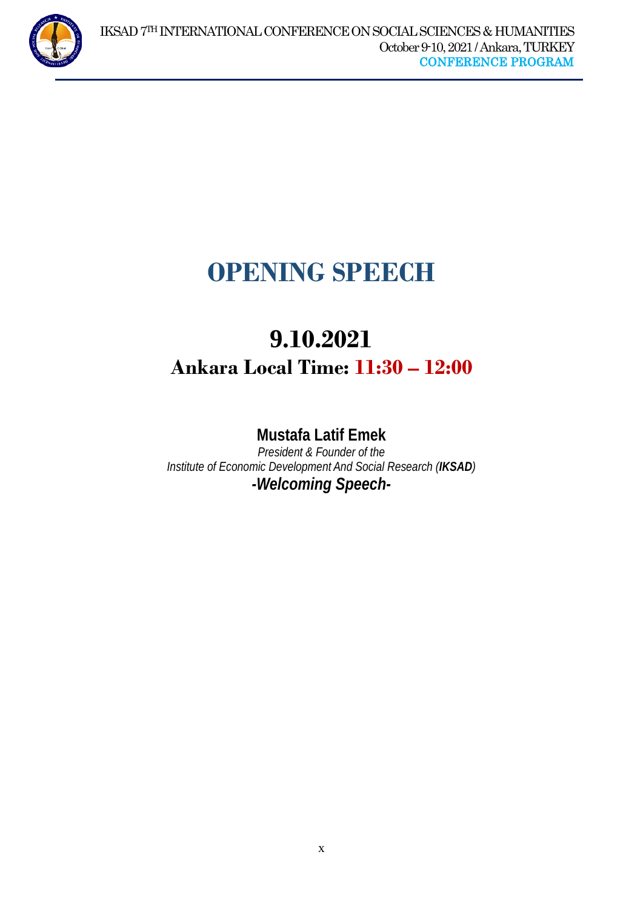# OPENING SPEECH

## 9.10.2021

### Ankara Local Time: 11:30 – 12:00

**Mustafa Latif Emek**

*President & Founder of the*

*Institute of Economic Development And Social Research (**IKSAD**)*

***-Welcoming Speech-***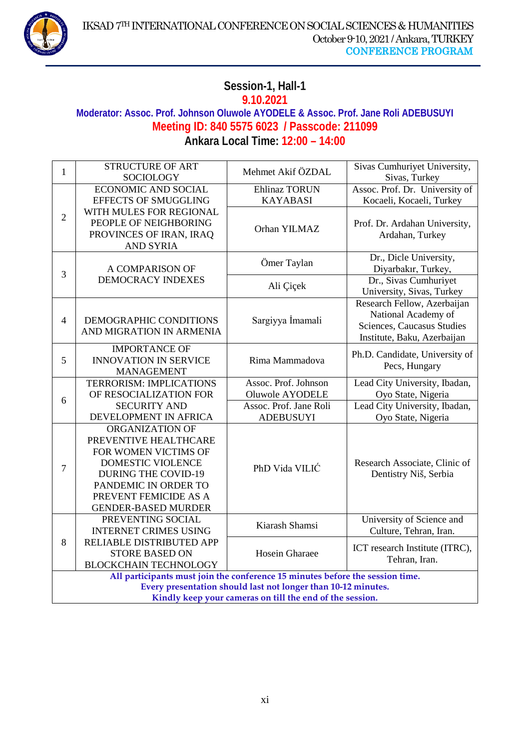## Session-1, Hall-1

**9.10.2021**

**Moderator: Assoc. Prof. Johnson Oluwole AYODELE & Assoc. Prof. Jane Roli ADEBUSUYI**

**Meeting ID: 840 5575 6023 / Passcode: 211099**

**Ankara Local Time: 12:00 – 14:00**

| | | | |
|---|---|---|---|
| 1 | STRUCTURE OF ART SOCIOLOGY | Mehmet Akif ÖZDAL | Sivas Cumhuriyet University, Sivas, Turkey |
| 2 | ECONOMIC AND SOCIAL EFFECTS OF SMUGGLING WITH MULES FOR REGIONAL PEOPLE OF NEIGHBORING PROVINCES OF IRAN, IRAQ AND SYRIA | Ehlinaz TORUN KAYABASI | Assoc. Prof. Dr. University of Kocaeli, Kocaeli, Turkey |
| | | Orhan YILMAZ | Prof. Dr. Ardahan University, Ardahan, Turkey |
| 3 | A COMPARISON OF DEMOCRACY INDEXES | Ömer Taylan | Dr., Dicle University, Diyarbakır, Turkey, |
| | | Ali Çiçek | Dr., Sivas Cumhuriyet University, Sivas, Turkey |
| 4 | DEMOGRAPHIC CONDITIONS AND MIGRATION IN ARMENIA | Sargiyya İmamali | Research Fellow, Azerbaijan National Academy of Sciences, Caucasus Studies Institute, Baku, Azerbaijan |
| 5 | IMPORTANCE OF INNOVATION IN SERVICE MANAGEMENT | Rima Mammadova | Ph.D. Candidate, University of Pecs, Hungary |
| 6 | TERRORISM: IMPLICATIONS OF RESOCIALIZATION FOR SECURITY AND DEVELOPMENT IN AFRICA | Assoc. Prof. Johnson Oluwole AYODELE | Lead City University, Ibadan, Oyo State, Nigeria |
| | | Assoc. Prof. Jane Roli ADEBUSUYI | Lead City University, Ibadan, Oyo State, Nigeria |
| 7 | ORGANIZATION OF PREVENTIVE HEALTHCARE FOR WOMEN VICTIMS OF DOMESTIC VIOLENCE DURING THE COVID-19 PANDEMIC IN ORDER TO PREVENT FEMICIDE AS A GENDER-BASED MURDER | PhD Vida VILIĆ | Research Associate, Clinic of Dentistry Niš, Serbia |
| 8 | PREVENTING SOCIAL INTERNET CRIMES USING RELIABLE DISTRIBUTED APP STORE BASED ON BLOCKCHAIN TECHNOLOGY | Kiarash Shamsi | University of Science and Culture, Tehran, Iran. |
| | | Hosein Gharaee | ICT research Institute (ITRC), Tehran, Iran. |

**All participants must join the conference 15 minutes before the session time.**
**Every presentation should last not longer than 10-12 minutes.**
**Kindly keep your cameras on till the end of the session.**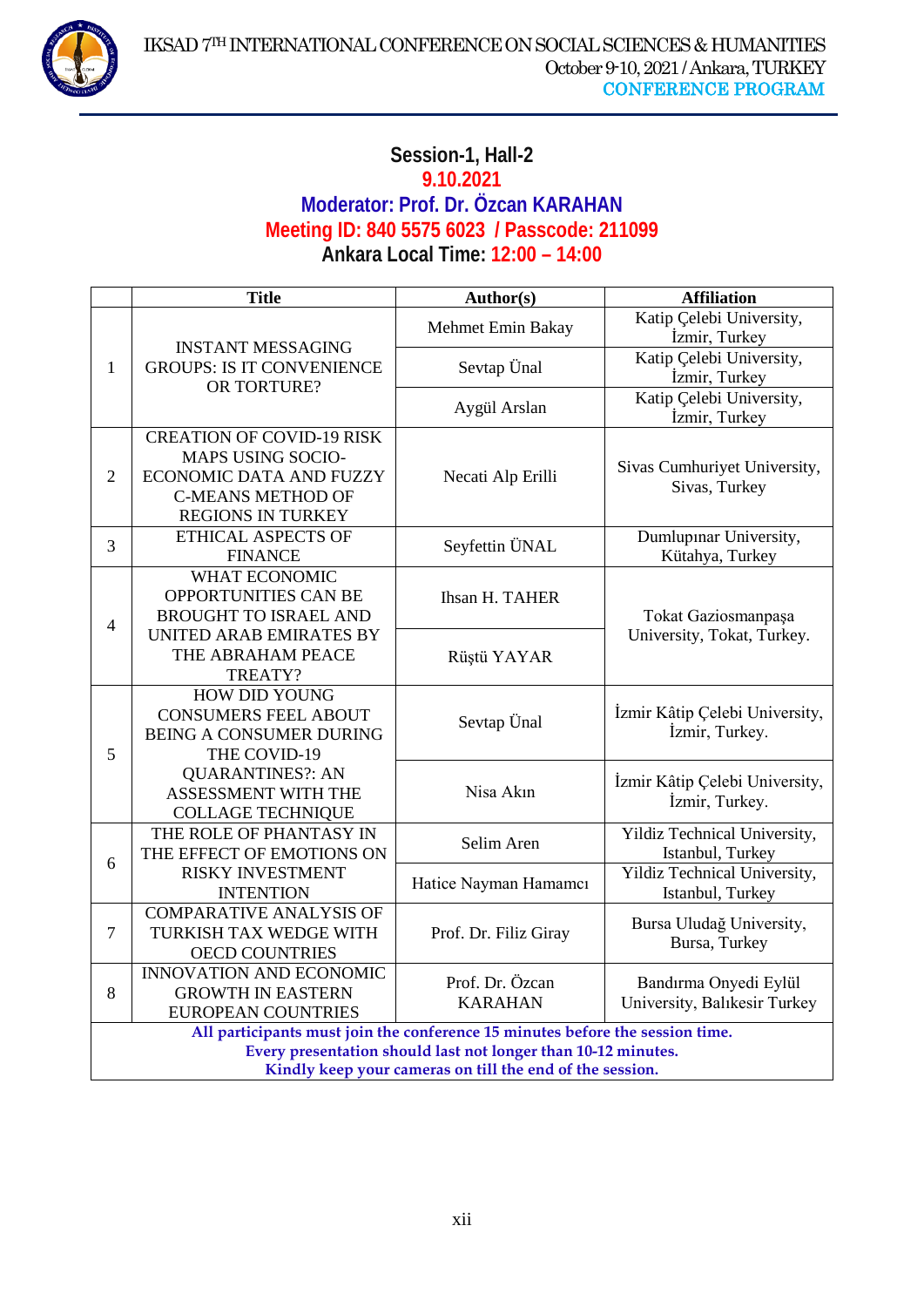## Session-1, Hall-2

**9.10.2021**

**Moderator: Prof. Dr. Özcan KARAHAN**

**Meeting ID: 840 5575 6023 / Passcode: 211099**

**Ankara Local Time: 12:00 – 14:00**

| | Title | Author(s) | Affiliation |
|---|---|---|---|
| 1 | INSTANT MESSAGING GROUPS: IS IT CONVENIENCE OR TORTURE? | Mehmet Emin Bakay | Katip Çelebi University, İzmir, Turkey |
| | | Sevtap Ünal | Katip Çelebi University, İzmir, Turkey |
| | | Aygül Arslan | Katip Çelebi University, İzmir, Turkey |
| 2 | CREATION OF COVID-19 RISK MAPS USING SOCIO-ECONOMIC DATA AND FUZZY C-MEANS METHOD OF REGIONS IN TURKEY | Necati Alp Erilli | Sivas Cumhuriyet University, Sivas, Turkey |
| 3 | ETHICAL ASPECTS OF FINANCE | Seyfettin ÜNAL | Dumlupınar University, Kütahya, Turkey |
| 4 | WHAT ECONOMIC OPPORTUNITIES CAN BE BROUGHT TO ISRAEL AND UNITED ARAB EMIRATES BY THE ABRAHAM PEACE TREATY? | Ihsan H. TAHER | Tokat Gaziosmanpaşa University, Tokat, Turkey. |
| | | Rüştü YAYAR | |
| 5 | HOW DID YOUNG CONSUMERS FEEL ABOUT BEING A CONSUMER DURING THE COVID-19 QUARANTINES?: AN ASSESSMENT WITH THE COLLAGE TECHNIQUE | Sevtap Ünal | İzmir Kâtip Çelebi University, İzmir, Turkey. |
| | | Nisa Akın | İzmir Kâtip Çelebi University, İzmir, Turkey. |
| 6 | THE ROLE OF PHANTASY IN THE EFFECT OF EMOTIONS ON RISKY INVESTMENT INTENTION | Selim Aren | Yildiz Technical University, Istanbul, Turkey |
| | | Hatice Nayman Hamamcı | Yildiz Technical University, Istanbul, Turkey |
| 7 | COMPARATIVE ANALYSIS OF TURKISH TAX WEDGE WITH OECD COUNTRIES | Prof. Dr. Filiz Giray | Bursa Uludağ University, Bursa, Turkey |
| 8 | INNOVATION AND ECONOMIC GROWTH IN EASTERN EUROPEAN COUNTRIES | Prof. Dr. Özcan KARAHAN | Bandırma Onyedi Eylül University, Balıkesir Turkey |

**All participants must join the conference 15 minutes before the session time.**
**Every presentation should last not longer than 10-12 minutes.**
**Kindly keep your cameras on till the end of the session.**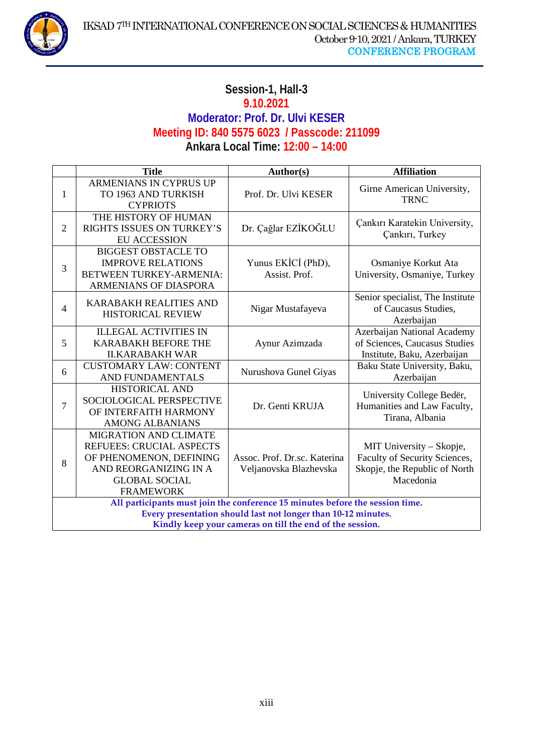## Session-1, Hall-3

**9.10.2021**

**Moderator: Prof. Dr. Ulvi KESER**

**Meeting ID: 840 5575 6023 / Passcode: 211099**

**Ankara Local Time: 12:00 – 14:00**

| | Title | Author(s) | Affiliation |
|---|---|---|---|
| 1 | ARMENIANS IN CYPRUS UP TO 1963 AND TURKISH CYPRIOTS | Prof. Dr. Ulvi KESER | Girne American University, TRNC |
| 2 | THE HISTORY OF HUMAN RIGHTS ISSUES ON TURKEY'S EU ACCESSION | Dr. Çağlar EZİKOĞLU | Çankırı Karatekin University, Çankırı, Turkey |
| 3 | BIGGEST OBSTACLE TO IMPROVE RELATIONS BETWEEN TURKEY-ARMENIA: ARMENIANS OF DIASPORA | Yunus EKİCİ (PhD), Assist. Prof. | Osmaniye Korkut Ata University, Osmaniye, Turkey |
| 4 | KARABAKH REALITIES AND HISTORICAL REVIEW | Nigar Mustafayeva | Senior specialist, The Institute of Caucasus Studies, Azerbaijan |
| 5 | ILLEGAL ACTIVITIES IN KARABAKH BEFORE THE II.KARABAKH WAR | Aynur Azimzada | Azerbaijan National Academy of Sciences, Caucasus Studies Institute, Baku, Azerbaijan |
| 6 | CUSTOMARY LAW: CONTENT AND FUNDAMENTALS | Nurushova Gunel Giyas | Baku State University, Baku, Azerbaijan |
| 7 | HISTORICAL AND SOCIOLOGICAL PERSPECTIVE OF INTERFAITH HARMONY AMONG ALBANIANS | Dr. Genti KRUJA | University College Bedër, Humanities and Law Faculty, Tirana, Albania |
| 8 | MIGRATION AND CLIMATE REFUEES: CRUCIAL ASPECTS OF PHENOMENON, DEFINING AND REORGANIZING IN A GLOBAL SOCIAL FRAMEWORK | Assoc. Prof. Dr.sc. Katerina Veljanovska Blazhevska | MIT University – Skopje, Faculty of Security Sciences, Skopje, the Republic of North Macedonia |

**All participants must join the conference 15 minutes before the session time.**
**Every presentation should last not longer than 10-12 minutes.**
**Kindly keep your cameras on till the end of the session.**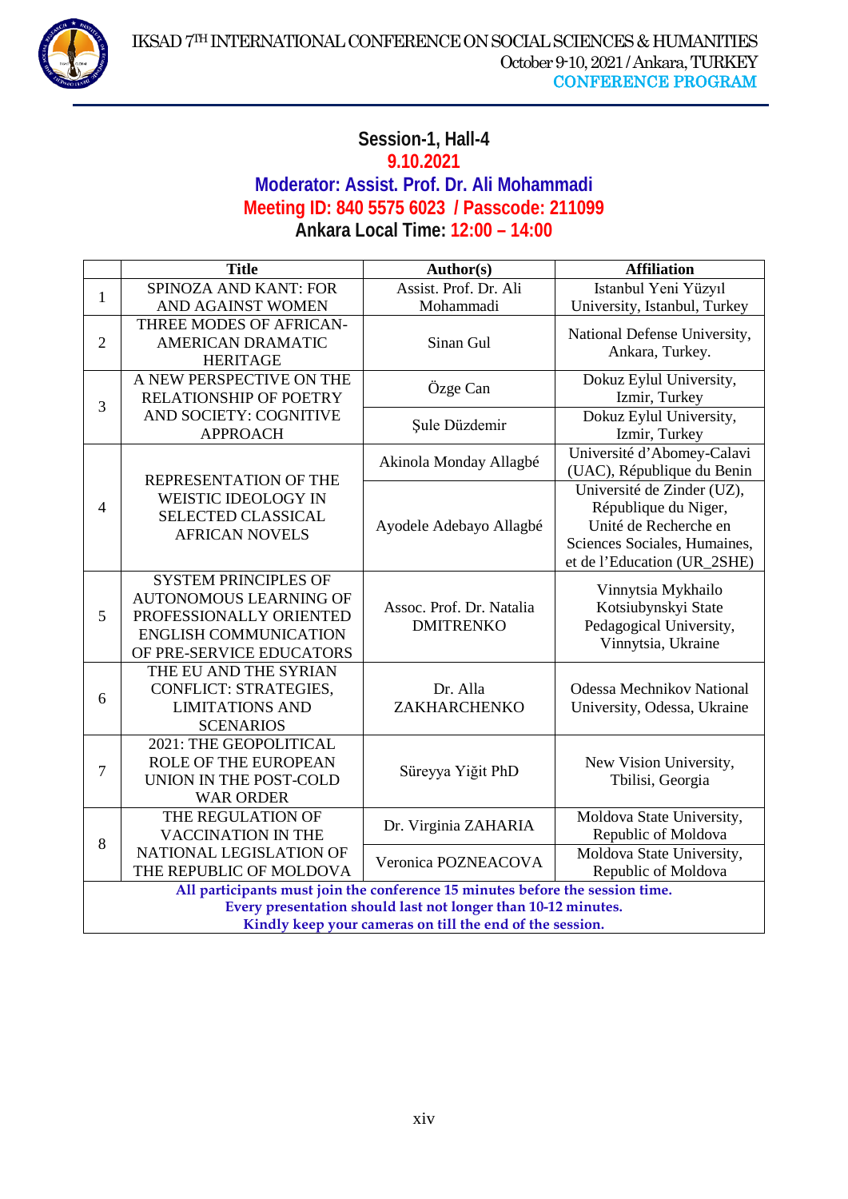## Session-1, Hall-4

**9.10.2021**

**Moderator: Assist. Prof. Dr. Ali Mohammadi**

**Meeting ID: 840 5575 6023 / Passcode: 211099**

**Ankara Local Time: 12:00 – 14:00**

| | Title | Author(s) | Affiliation |
|---|---|---|---|
| 1 | SPINOZA AND KANT: FOR AND AGAINST WOMEN | Assist. Prof. Dr. Ali Mohammadi | Istanbul Yeni Yüzyıl University, Istanbul, Turkey |
| 2 | THREE MODES OF AFRICAN-AMERICAN DRAMATIC HERITAGE | Sinan Gul | National Defense University, Ankara, Turkey. |
| 3 | A NEW PERSPECTIVE ON THE RELATIONSHIP OF POETRY AND SOCIETY: COGNITIVE APPROACH | Özge Can | Dokuz Eylul University, Izmir, Turkey |
| | | Şule Düzdemir | Dokuz Eylul University, Izmir, Turkey |
| 4 | REPRESENTATION OF THE WEISTIC IDEOLOGY IN SELECTED CLASSICAL AFRICAN NOVELS | Akinola Monday Allagbé | Université d'Abomey-Calavi (UAC), République du Benin |
| | | Ayodele Adebayo Allagbé | Université de Zinder (UZ), République du Niger, Unité de Recherche en Sciences Sociales, Humaines, et de l'Education (UR_2SHE) |
| 5 | SYSTEM PRINCIPLES OF AUTONOMOUS LEARNING OF PROFESSIONALLY ORIENTED ENGLISH COMMUNICATION OF PRE-SERVICE EDUCATORS | Assoc. Prof. Dr. Natalia DMITRENKO | Vinnytsia Mykhailo Kotsiubynskyi State Pedagogical University, Vinnytsia, Ukraine |
| 6 | THE EU AND THE SYRIAN CONFLICT: STRATEGIES, LIMITATIONS AND SCENARIOS | Dr. Alla ZAKHARCHENKO | Odessa Mechnikov National University, Odessa, Ukraine |
| 7 | 2021: THE GEOPOLITICAL ROLE OF THE EUROPEAN UNION IN THE POST-COLD WAR ORDER | Süreyya Yiğit PhD | New Vision University, Tbilisi, Georgia |
| 8 | THE REGULATION OF VACCINATION IN THE NATIONAL LEGISLATION OF THE REPUBLIC OF MOLDOVA | Dr. Virginia ZAHARIA | Moldova State University, Republic of Moldova |
| | | Veronica POZNEACOVA | Moldova State University, Republic of Moldova |

**All participants must join the conference 15 minutes before the session time.**
**Every presentation should last not longer than 10-12 minutes.**
**Kindly keep your cameras on till the end of the session.**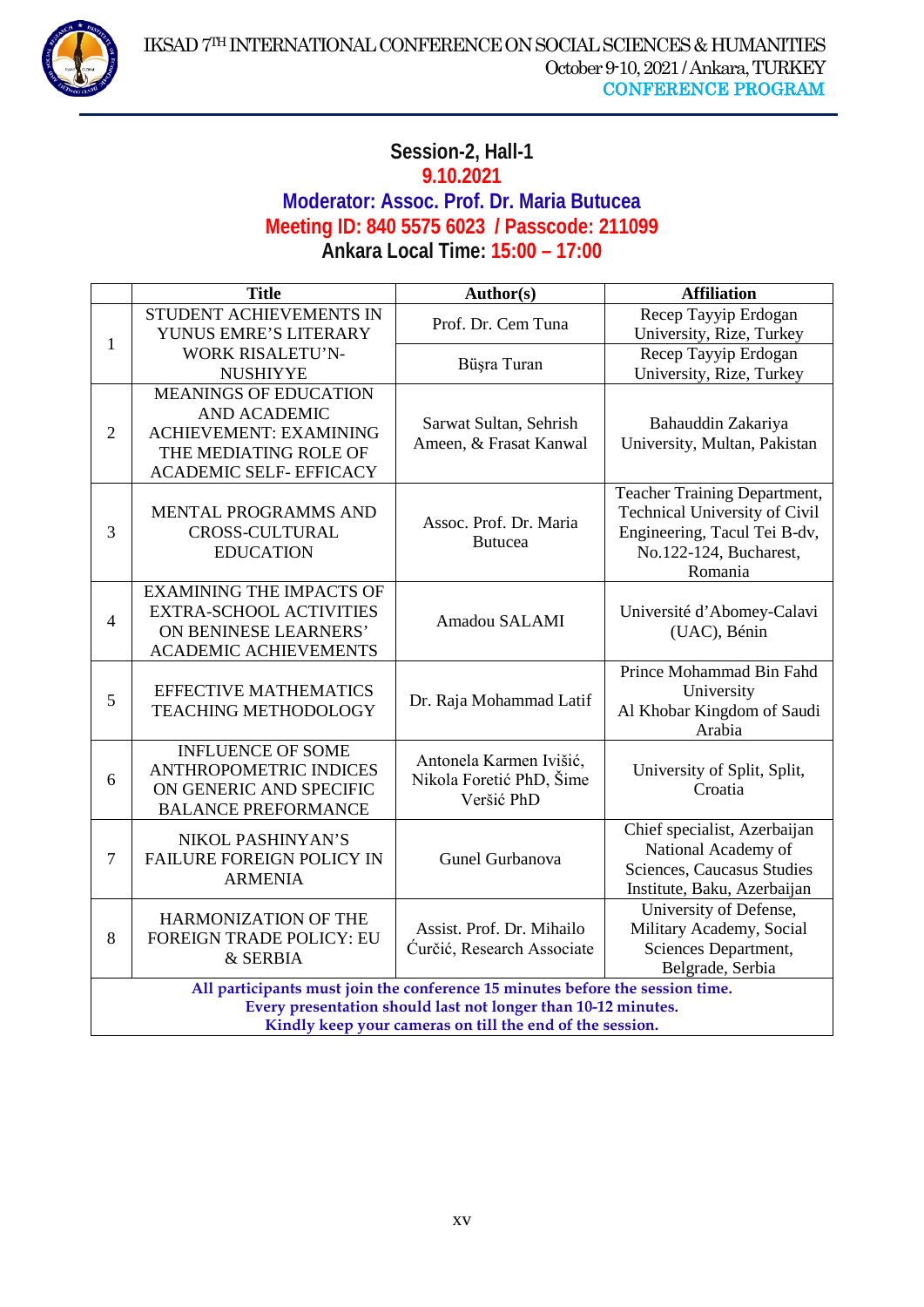## Session-2, Hall-1

**9.10.2021**

**Moderator: Assoc. Prof. Dr. Maria Butucea**

**Meeting ID: 840 5575 6023 / Passcode: 211099**

**Ankara Local Time: 15:00 – 17:00**

| | Title | Author(s) | Affiliation |
|---|---|---|---|
| 1 | STUDENT ACHIEVEMENTS IN YUNUS EMRE'S LITERARY WORK RISALETU'N-NUSHIYYE | Prof. Dr. Cem Tuna | Recep Tayyip Erdogan University, Rize, Turkey |
| | | Büşra Turan | Recep Tayyip Erdogan University, Rize, Turkey |
| 2 | MEANINGS OF EDUCATION AND ACADEMIC ACHIEVEMENT: EXAMINING THE MEDIATING ROLE OF ACADEMIC SELF- EFFICACY | Sarwat Sultan, Sehrish Ameen, & Frasat Kanwal | Bahauddin Zakariya University, Multan, Pakistan |
| 3 | MENTAL PROGRAMMS AND CROSS-CULTURAL EDUCATION | Assoc. Prof. Dr. Maria Butucea | Teacher Training Department, Technical University of Civil Engineering, Tacul Tei B-dv, No.122-124, Bucharest, Romania |
| 4 | EXAMINING THE IMPACTS OF EXTRA-SCHOOL ACTIVITIES ON BENINESE LEARNERS' ACADEMIC ACHIEVEMENTS | Amadou SALAMI | Université d'Abomey-Calavi (UAC), Bénin |
| 5 | EFFECTIVE MATHEMATICS TEACHING METHODOLOGY | Dr. Raja Mohammad Latif | Prince Mohammad Bin Fahd University Al Khobar Kingdom of Saudi Arabia |
| 6 | INFLUENCE OF SOME ANTHROPOMETRIC INDICES ON GENERIC AND SPECIFIC BALANCE PREFORMANCE | Antonela Karmen Ivišić, Nikola Foretić PhD, Šime Veršić PhD | University of Split, Split, Croatia |
| 7 | NIKOL PASHINYAN'S FAILURE FOREIGN POLICY IN ARMENIA | Gunel Gurbanova | Chief specialist, Azerbaijan National Academy of Sciences, Caucasus Studies Institute, Baku, Azerbaijan |
| 8 | HARMONIZATION OF THE FOREIGN TRADE POLICY: EU & SERBIA | Assist. Prof. Dr. Mihailo Ćurčić, Research Associate | University of Defense, Military Academy, Social Sciences Department, Belgrade, Serbia |

**All participants must join the conference 15 minutes before the session time.**
**Every presentation should last not longer than 10-12 minutes.**
**Kindly keep your cameras on till the end of the session.**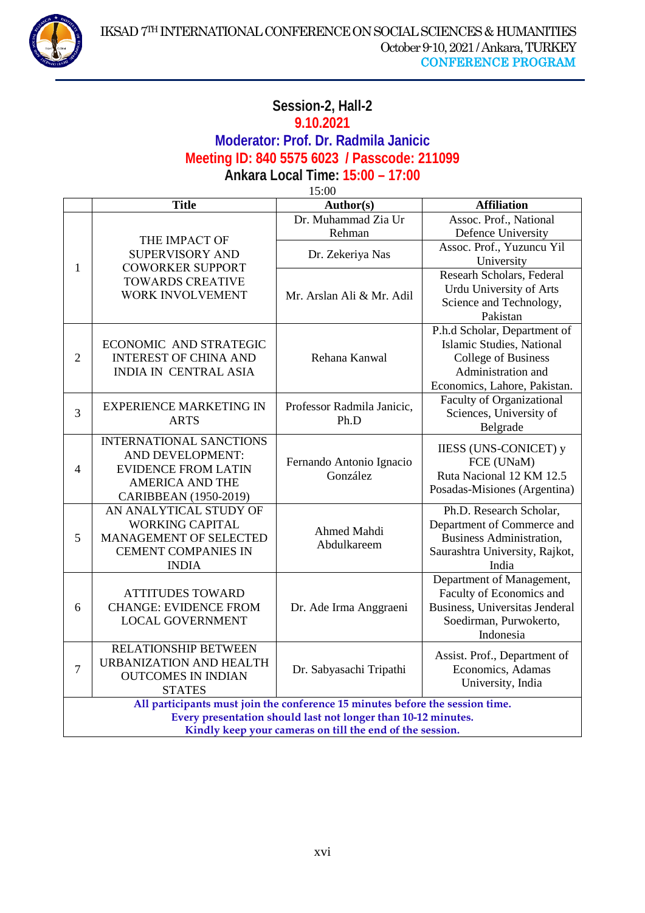## Session-2, Hall-2

**9.10.2021**

**Moderator: Prof. Dr. Radmila Janicic**

**Meeting ID: 840 5575 6023 / Passcode: 211099**

**Ankara Local Time: 15:00 – 17:00**

15:00

| | Title | Author(s) | Affiliation |
|---|---|---|---|
| 1 | THE IMPACT OF SUPERVISORY AND COWORKER SUPPORT TOWARDS CREATIVE WORK INVOLVEMENT | Dr. Muhammad Zia Ur Rehman | Assoc. Prof., National Defence University |
| | | Dr. Zekeriya Nas | Assoc. Prof., Yuzuncu Yil University |
| | | Mr. Arslan Ali & Mr. Adil | Researh Scholars, Federal Urdu University of Arts Science and Technology, Pakistan |
| 2 | ECONOMIC AND STRATEGIC INTEREST OF CHINA AND INDIA IN CENTRAL ASIA | Rehana Kanwal | P.h.d Scholar, Department of Islamic Studies, National College of Business Administration and Economics, Lahore, Pakistan. |
| 3 | EXPERIENCE MARKETING IN ARTS | Professor Radmila Janicic, Ph.D | Faculty of Organizational Sciences, University of Belgrade |
| 4 | INTERNATIONAL SANCTIONS AND DEVELOPMENT: EVIDENCE FROM LATIN AMERICA AND THE CARIBBEAN (1950-2019) | Fernando Antonio Ignacio González | IIESS (UNS-CONICET) y FCE (UNaM) Ruta Nacional 12 KM 12.5 Posadas-Misiones (Argentina) |
| 5 | AN ANALYTICAL STUDY OF WORKING CAPITAL MANAGEMENT OF SELECTED CEMENT COMPANIES IN INDIA | Ahmed Mahdi Abdulkareem | Ph.D. Research Scholar, Department of Commerce and Business Administration, Saurashtra University, Rajkot, India |
| 6 | ATTITUDES TOWARD CHANGE: EVIDENCE FROM LOCAL GOVERNMENT | Dr. Ade Irma Anggraeni | Department of Management, Faculty of Economics and Business, Universitas Jenderal Soedirman, Purwokerto, Indonesia |
| 7 | RELATIONSHIP BETWEEN URBANIZATION AND HEALTH OUTCOMES IN INDIAN STATES | Dr. Sabyasachi Tripathi | Assist. Prof., Department of Economics, Adamas University, India |

**All participants must join the conference 15 minutes before the session time.**
**Every presentation should last not longer than 10-12 minutes.**
**Kindly keep your cameras on till the end of the session.**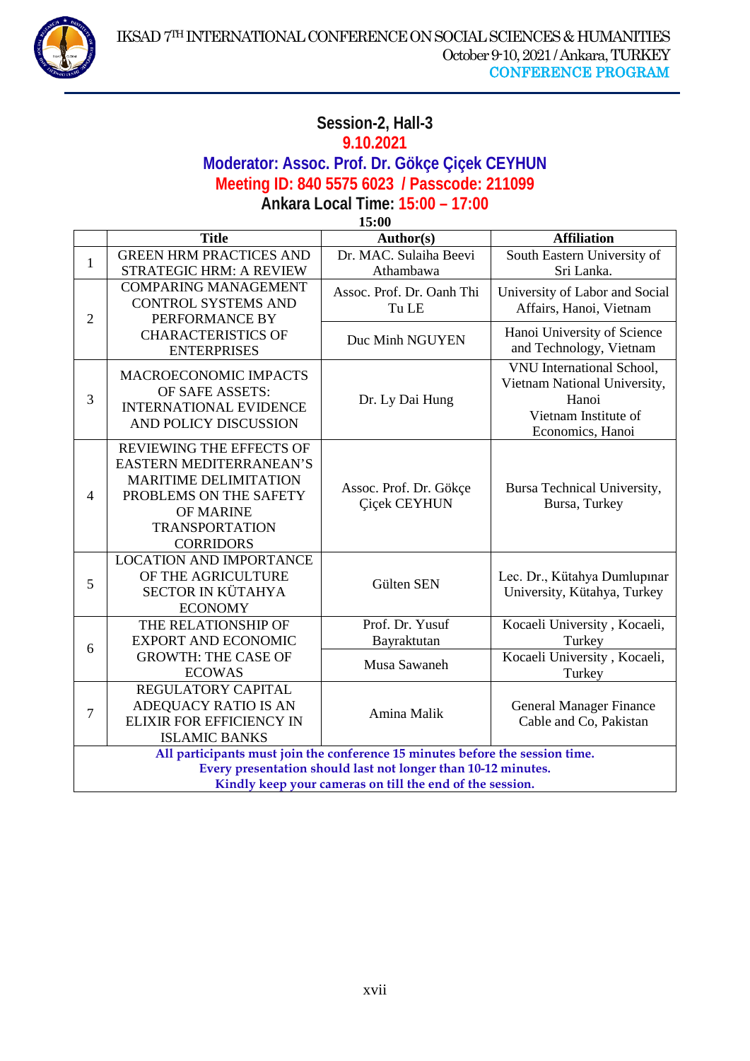## Session-2, Hall-3

**9.10.2021**

**Moderator: Assoc. Prof. Dr. Gökçe Çiçek CEYHUN**

**Meeting ID: 840 5575 6023 / Passcode: 211099**

**Ankara Local Time: 15:00 – 17:00**

**15:00**

| | Title | Author(s) | Affiliation |
|---|---|---|---|
| 1 | GREEN HRM PRACTICES AND STRATEGIC HRM: A REVIEW | Dr. MAC. Sulaiha Beevi Athambawa | South Eastern University of Sri Lanka. |
| 2 | COMPARING MANAGEMENT CONTROL SYSTEMS AND PERFORMANCE BY CHARACTERISTICS OF ENTERPRISES | Assoc. Prof. Dr. Oanh Thi Tu LE | University of Labor and Social Affairs, Hanoi, Vietnam |
| | | Duc Minh NGUYEN | Hanoi University of Science and Technology, Vietnam |
| 3 | MACROECONOMIC IMPACTS OF SAFE ASSETS: INTERNATIONAL EVIDENCE AND POLICY DISCUSSION | Dr. Ly Dai Hung | VNU International School, Vietnam National University, Hanoi Vietnam Institute of Economics, Hanoi |
| 4 | REVIEWING THE EFFECTS OF EASTERN MEDITERRANEAN'S MARITIME DELIMITATION PROBLEMS ON THE SAFETY OF MARINE TRANSPORTATION CORRIDORS | Assoc. Prof. Dr. Gökçe Çiçek CEYHUN | Bursa Technical University, Bursa, Turkey |
| 5 | LOCATION AND IMPORTANCE OF THE AGRICULTURE SECTOR IN KÜTAHYA ECONOMY | Gülten SEN | Lec. Dr., Kütahya Dumlupınar University, Kütahya, Turkey |
| 6 | THE RELATIONSHIP OF EXPORT AND ECONOMIC GROWTH: THE CASE OF ECOWAS | Prof. Dr. Yusuf Bayraktutan | Kocaeli University , Kocaeli, Turkey |
| | | Musa Sawaneh | Kocaeli University , Kocaeli, Turkey |
| 7 | REGULATORY CAPITAL ADEQUACY RATIO IS AN ELIXIR FOR EFFICIENCY IN ISLAMIC BANKS | Amina Malik | General Manager Finance Cable and Co, Pakistan |

**All participants must join the conference 15 minutes before the session time.**
**Every presentation should last not longer than 10-12 minutes.**
**Kindly keep your cameras on till the end of the session.**